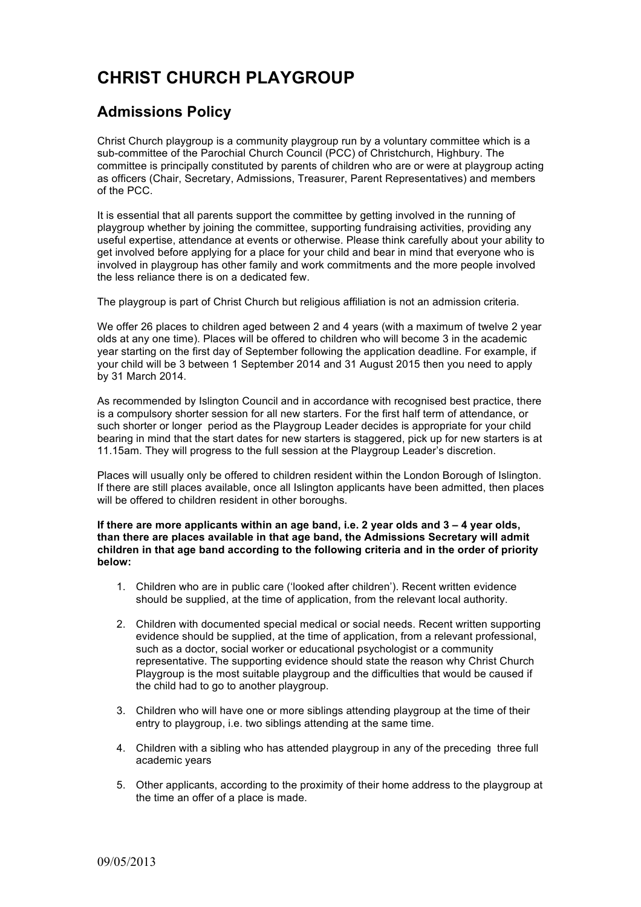# CHRIST CHURCH PLAYGROUP

## Admissions Policy

Christ Church playgroup is a community playgroup run by a voluntary committee which is a sub-committee of the Parochial Church Council (PCC) of Christchurch, Highbury. The committee is principally constituted by parents of children who are or were at playgroup acting as officers (Chair, Secretary, Admissions, Treasurer, Parent Representatives) and members of the PCC.

It is essential that all parents support the committee by getting involved in the running of playgroup whether by joining the committee, supporting fundraising activities, providing any useful expertise, attendance at events or otherwise. Please think carefully about your ability to get involved before applying for a place for your child and bear in mind that everyone who is involved in playgroup has other family and work commitments and the more people involved the less reliance there is on a dedicated few.

The playgroup is part of Christ Church but religious affiliation is not an admission criteria.

We offer 26 places to children aged between 2 and 4 years (with a maximum of twelve 2 year olds at any one time). Places will be offered to children who will become 3 in the academic year starting on the first day of September following the application deadline. For example, if your child will be 3 between 1 September 2014 and 31 August 2015 then you need to apply by 31 March 2014.

As recommended by Islington Council and in accordance with recognised best practice, there is a compulsory shorter session for all new starters. For the first half term of attendance, or such shorter or longer period as the Playgroup Leader decides is appropriate for your child bearing in mind that the start dates for new starters is staggered, pick up for new starters is at 11.15am. They will progress to the full session at the Playgroup Leader's discretion.

Places will usually only be offered to children resident within the London Borough of Islington. If there are still places available, once all Islington applicants have been admitted, then places will be offered to children resident in other boroughs.

**If there are more applicants within an age band, i.e. 2 year olds and 3 – 4 year olds, than there are places available in that age band, the Admissions Secretary will admit children in that age band according to the following criteria and in the order of priority below:**

1. Children who are in public care ('looked after children'). Recent written evidence should be supplied, at the time of application, from the relevant local authority.
2. Children with documented special medical or social needs. Recent written supporting evidence should be supplied, at the time of application, from a relevant professional, such as a doctor, social worker or educational psychologist or a community representative. The supporting evidence should state the reason why Christ Church Playgroup is the most suitable playgroup and the difficulties that would be caused if the child had to go to another playgroup.
3. Children who will have one or more siblings attending playgroup at the time of their entry to playgroup, i.e. two siblings attending at the same time.
4. Children with a sibling who has attended playgroup in any of the preceding three full academic years
5. Other applicants, according to the proximity of their home address to the playgroup at the time an offer of a place is made.

09/05/2013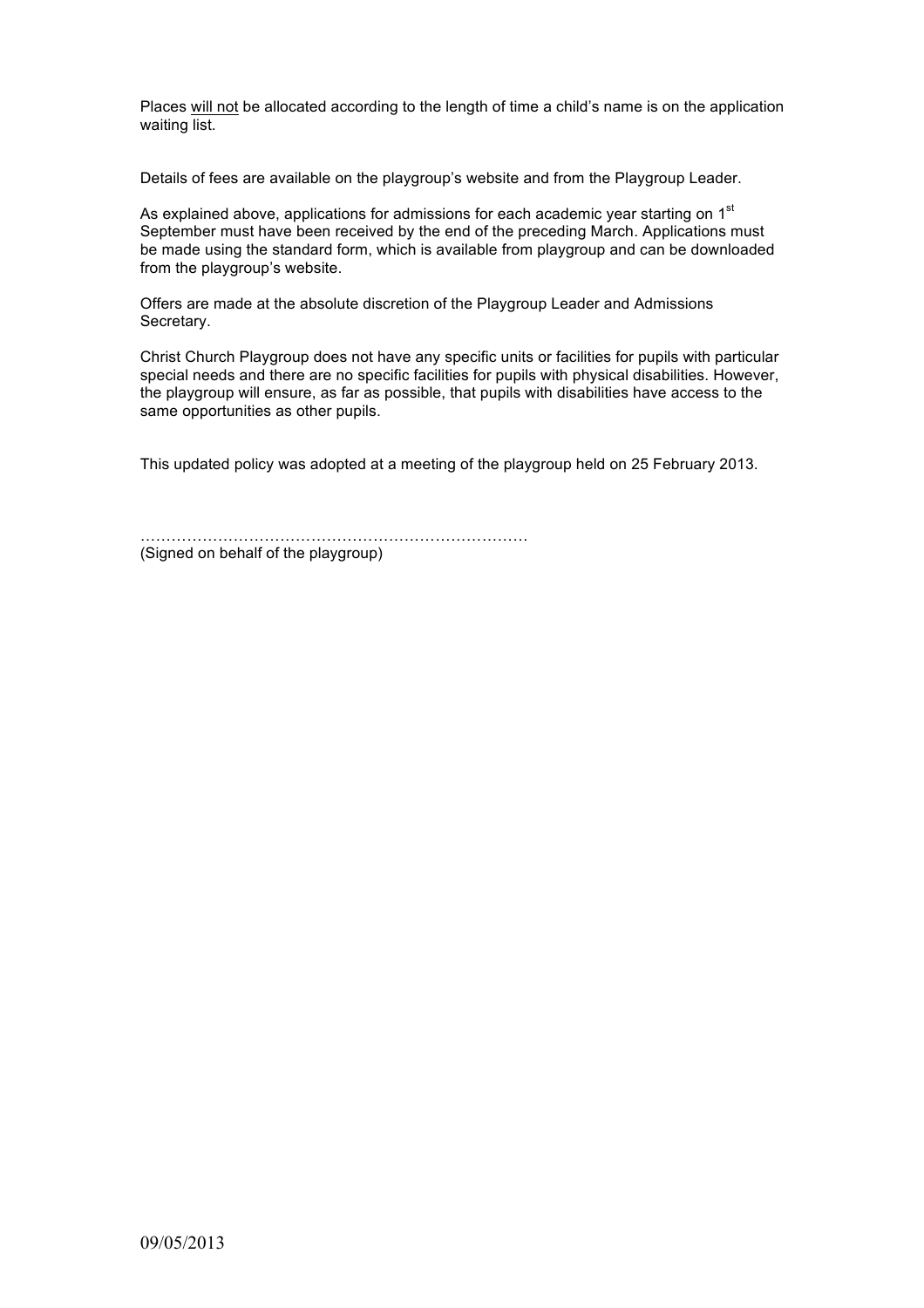Places <u>will not</u> be allocated according to the length of time a child's name is on the application waiting list.

Details of fees are available on the playgroup's website and from the Playgroup Leader.

As explained above, applications for admissions for each academic year starting on 1st September must have been received by the end of the preceding March. Applications must be made using the standard form, which is available from playgroup and can be downloaded from the playgroup's website.

Offers are made at the absolute discretion of the Playgroup Leader and Admissions Secretary.

Christ Church Playgroup does not have any specific units or facilities for pupils with particular special needs and there are no specific facilities for pupils with physical disabilities. However, the playgroup will ensure, as far as possible, that pupils with disabilities have access to the same opportunities as other pupils.

This updated policy was adopted at a meeting of the playgroup held on 25 February 2013.

…………………………………………………………………
(Signed on behalf of the playgroup)

09/05/2013